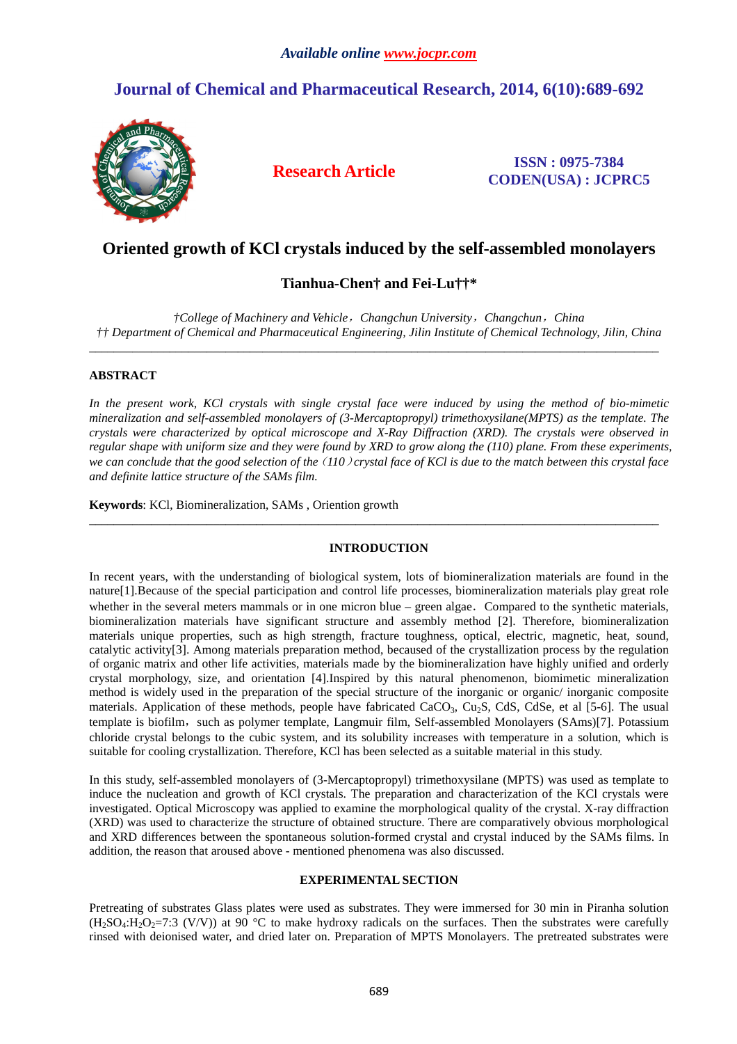# Oriented growth of KCl crystals induced by the self-assembled monolayers

**Tianhua-Chen† and Fei-Lu††***

*†College of Machinery and Vehicle, Changchun University, Changchun, China*
*†† Department of Chemical and Pharmaceutical Engineering, Jilin Institute of Chemical Technology, Jilin, China*

---

## ABSTRACT

*In the present work, KCl crystals with single crystal face were induced by using the method of bio-mimetic mineralization and self-assembled monolayers of (3-Mercaptopropyl) trimethoxysilane(MPTS) as the template. The crystals were characterized by optical microscope and X-Ray Diffraction (XRD). The crystals were observed in regular shape with uniform size and they were found by XRD to grow along the (110) plane. From these experiments, we can conclude that the good selection of the（110）crystal face of KCl is due to the match between this crystal face and definite lattice structure of the SAMs film.*

**Keywords**: KCl, Biomineralization, SAMs , Oriention growth

---

## INTRODUCTION

In recent years, with the understanding of biological system, lots of biomineralization materials are found in the nature[1].Because of the special participation and control life processes, biomineralization materials play great role whether in the several meters mammals or in one micron blue – green algae. Compared to the synthetic materials, biomineralization materials have significant structure and assembly method [2]. Therefore, biomineralization materials unique properties, such as high strength, fracture toughness, optical, electric, magnetic, heat, sound, catalytic activity[3]. Among materials preparation method, becaused of the crystallization process by the regulation of organic matrix and other life activities, materials made by the biomineralization have highly unified and orderly crystal morphology, size, and orientation [4].Inspired by this natural phenomenon, biomimetic mineralization method is widely used in the preparation of the special structure of the inorganic or organic/ inorganic composite materials. Application of these methods, people have fabricated $CaCO_3$, $Cu_2S$, CdS, CdSe, et al [5-6]. The usual template is biofilm, such as polymer template, Langmuir film, Self-assembled Monolayers (SAms)[7]. Potassium chloride crystal belongs to the cubic system, and its solubility increases with temperature in a solution, which is suitable for cooling crystallization. Therefore, KCl has been selected as a suitable material in this study.

In this study, self-assembled monolayers of (3-Mercaptopropyl) trimethoxysilane (MPTS) was used as template to induce the nucleation and growth of KCl crystals. The preparation and characterization of the KCl crystals were investigated. Optical Microscopy was applied to examine the morphological quality of the crystal. X-ray diffraction (XRD) was used to characterize the structure of obtained structure. There are comparatively obvious morphological and XRD differences between the spontaneous solution-formed crystal and crystal induced by the SAMs films. In addition, the reason that aroused above - mentioned phenomena was also discussed.

## EXPERIMENTAL SECTION

Pretreating of substrates Glass plates were used as substrates. They were immersed for 30 min in Piranha solution ($H_2SO_4$:$H_2O_2$=7:3 (V/V)) at 90 °C to make hydroxy radicals on the surfaces. Then the substrates were carefully rinsed with deionised water, and dried later on. Preparation of MPTS Monolayers. The pretreated substrates were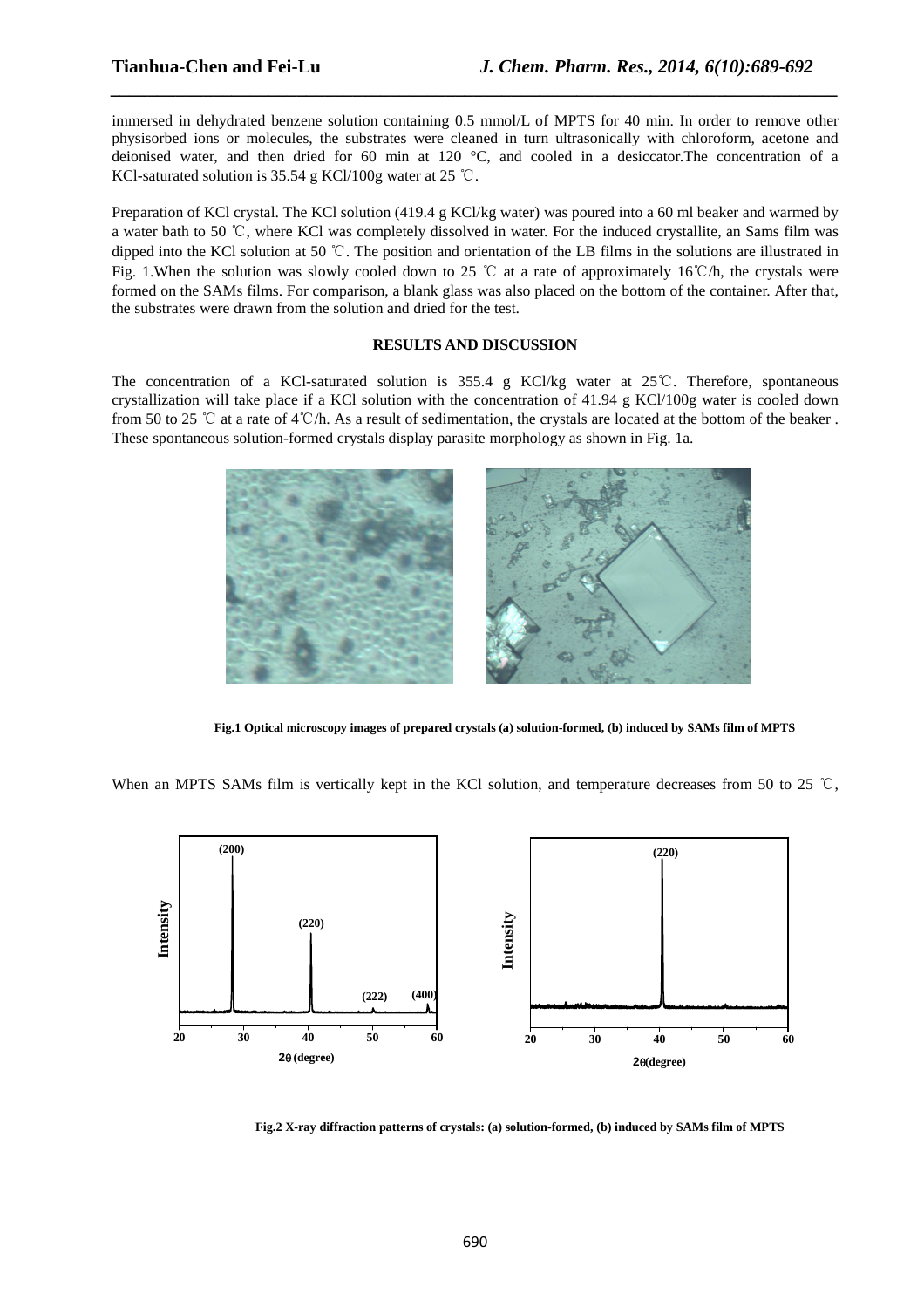immersed in dehydrated benzene solution containing 0.5 mmol/L of MPTS for 40 min. In order to remove other physisorbed ions or molecules, the substrates were cleaned in turn ultrasonically with chloroform, acetone and deionised water, and then dried for 60 min at 120 °C, and cooled in a desiccator.The concentration of a KCl-saturated solution is 35.54 g KCl/100g water at 25 ℃.

Preparation of KCl crystal. The KCl solution (419.4 g KCl/kg water) was poured into a 60 ml beaker and warmed by a water bath to 50 ℃, where KCl was completely dissolved in water. For the induced crystallite, an Sams film was dipped into the KCl solution at 50 ℃. The position and orientation of the LB films in the solutions are illustrated in Fig. 1.When the solution was slowly cooled down to 25 ℃ at a rate of approximately 16℃/h, the crystals were formed on the SAMs films. For comparison, a blank glass was also placed on the bottom of the container. After that, the substrates were drawn from the solution and dried for the test.

## RESULTS AND DISCUSSION

The concentration of a KCl-saturated solution is 355.4 g KCl/kg water at 25℃. Therefore, spontaneous crystallization will take place if a KCl solution with the concentration of 41.94 g KCl/100g water is cooled down from 50 to 25 ℃ at a rate of 4℃/h. As a result of sedimentation, the crystals are located at the bottom of the beaker . These spontaneous solution-formed crystals display parasite morphology as shown in Fig. 1a.

**Fig.1 Optical microscopy images of prepared crystals (a) solution-formed, (b) induced by SAMs film of MPTS**

When an MPTS SAMs film is vertically kept in the KCl solution, and temperature decreases from 50 to 25 ℃,

**Fig.2 X-ray diffraction patterns of crystals: (a) solution-formed, (b) induced by SAMs film of MPTS**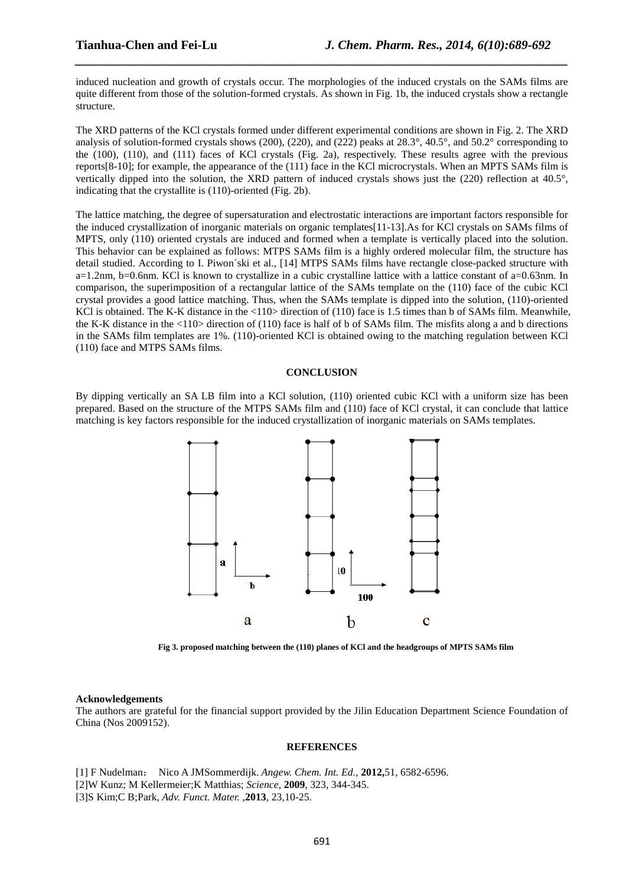induced nucleation and growth of crystals occur. The morphologies of the induced crystals on the SAMs films are quite different from those of the solution-formed crystals. As shown in Fig. 1b, the induced crystals show a rectangle structure.

The XRD patterns of the KCl crystals formed under different experimental conditions are shown in Fig. 2. The XRD analysis of solution-formed crystals shows (200), (220), and (222) peaks at 28.3°, 40.5°, and 50.2° corresponding to the (100), (110), and (111) faces of KCl crystals (Fig. 2a), respectively. These results agree with the previous reports[8-10]; for example, the appearance of the (111) face in the KCl microcrystals. When an MPTS SAMs film is vertically dipped into the solution, the XRD pattern of induced crystals shows just the (220) reflection at 40.5°, indicating that the crystallite is (110)-oriented (Fig. 2b).

The lattice matching, the degree of supersaturation and electrostatic interactions are important factors responsible for the induced crystallization of inorganic materials on organic templates[11-13].As for KCl crystals on SAMs films of MPTS, only (110) oriented crystals are induced and formed when a template is vertically placed into the solution. This behavior can be explained as follows: MTPS SAMs film is a highly ordered molecular film, the structure has detail studied. According to I. Piwon´ski et al., [14] MTPS SAMs films have rectangle close-packed structure with a=1.2nm, b=0.6nm. KCl is known to crystallize in a cubic crystalline lattice with a lattice constant of a=0.63nm. In comparison, the superimposition of a rectangular lattice of the SAMs template on the (110) face of the cubic KCl crystal provides a good lattice matching. Thus, when the SAMs template is dipped into the solution, (110)-oriented KCl is obtained. The K-K distance in the <110> direction of (110) face is 1.5 times than b of SAMs film. Meanwhile, the K-K distance in the <110> direction of (110) face is half of b of SAMs film. The misfits along a and b directions in the SAMs film templates are 1%. (110)-oriented KCl is obtained owing to the matching regulation between KCl (110) face and MTPS SAMs films.

## CONCLUSION

By dipping vertically an SA LB film into a KCl solution, (110) oriented cubic KCl with a uniform size has been prepared. Based on the structure of the MTPS SAMs film and (110) face of KCl crystal, it can conclude that lattice matching is key factors responsible for the induced crystallization of inorganic materials on SAMs templates.

**Fig 3. proposed matching between the (110) planes of KCl and the headgroups of MPTS SAMs film**

**Acknowledgements**

The authors are grateful for the financial support provided by the Jilin Education Department Science Foundation of China (Nos 2009152).

## REFERENCES

[1] F Nudelman； Nico A JMSommerdijk. *Angew. Chem. Int. Ed.*, **2012,**51, 6582-6596.
[2]W Kunz; M Kellermeier;K Matthias; *Science*, **2009**, 323, 344-345.
[3]S Kim;C B;Park, *Adv. Funct. Mater.* ,**2013**, 23,10-25.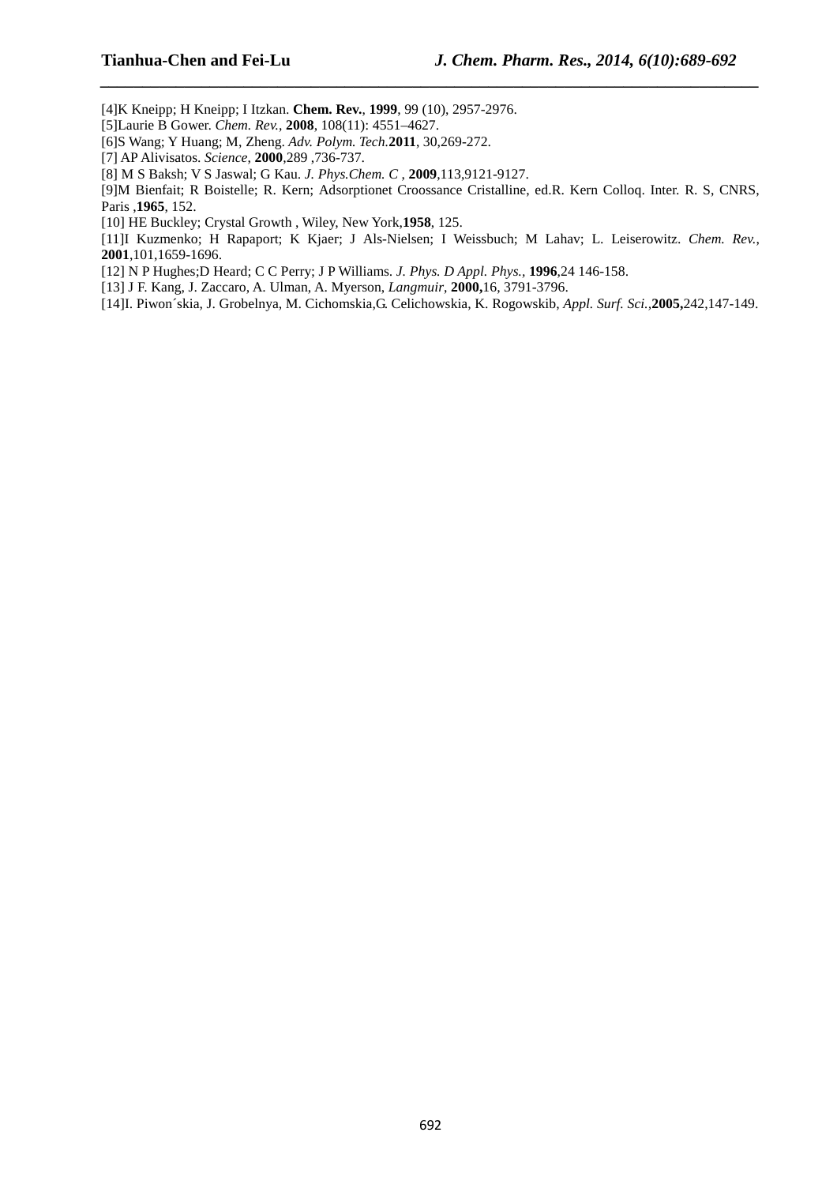[4]K Kneipp; H Kneipp; I Itzkan. **Chem. Rev.**, **1999**, 99 (10), 2957-2976.

[5]Laurie B Gower. *Chem. Rev.*, **2008**, 108(11): 4551–4627.

[6]S Wang; Y Huang; M, Zheng. *Adv. Polym. Tech.***2011**, 30,269-272.

[7] AP Alivisatos. *Science*, **2000**,289 ,736-737.

[8] M S Baksh; V S Jaswal; G Kau. *J. Phys.Chem. C* , **2009**,113,9121-9127.

[9]M Bienfait; R Boistelle; R. Kern; Adsorptionet Croossance Cristalline, ed.R. Kern Colloq. Inter. R. S, CNRS, Paris ,**1965**, 152.

[10] HE Buckley; Crystal Growth , Wiley, New York,**1958**, 125.

[11]I Kuzmenko; H Rapaport; K Kjaer; J Als-Nielsen; I Weissbuch; M Lahav; L. Leiserowitz. *Chem. Rev.*, **2001**,101,1659-1696.

[12] N P Hughes;D Heard; C C Perry; J P Williams. *J. Phys. D Appl. Phys.*, **1996**,24 146-158.

[13] J F. Kang, J. Zaccaro, A. Ulman, A. Myerson, *Langmuir*, **2000,**16, 3791-3796.

[14]I. Piwon´skia, J. Grobelnya, M. Cichomskia,G. Celichowskia, K. Rogowskib, *Appl. Surf. Sci.*,**2005,**242,147-149.